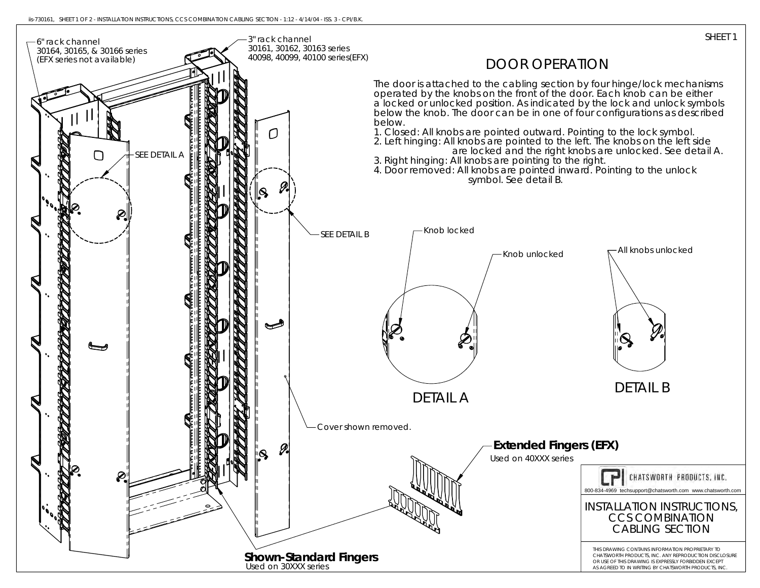SHEET 1

# DOOR OPERATION

The door is attached to the cabling section by four hinge/lock mechanisms operated by the knobs on the front of the door. Each knob can be either a locked or unlocked position. As indicated by the lock and unlock symbols below the knob. The door can be in one of four configurations as described below.

1. Closed: All knobs are pointed outward. Pointing to the lock symbol.
2. Left hinging: All knobs are pointed to the left. The knobs on the left side are locked and the right knobs are unlocked. See detail A.
3. Right hinging: All knobs are pointing to the right.
4. Door removed: All knobs are pointed inward. Pointing to the unlock symbol. See detail B.

6" rack channel
30164, 30165, & 30166 series
(EFX series not available)

3" rack channel
30161, 30162, 30163 series
40098, 40099, 40100 series(EFX)

SEE DETAIL A

SEE DETAIL B

Cover shown removed.

Knob locked

Knob unlocked

All knobs unlocked

DETAIL A

DETAIL B

**Extended Fingers (EFX)**
Used on 40XXX series

**Shown-Standard Fingers**
Used on 30XXX series

CHATSWORTH PRODUCTS, INC.
800-834-4969 techsupport@chatsworth.com www.chatsworth.com

INSTALLATION INSTRUCTIONS, CCS COMBINATION CABLING SECTION

THIS DRAWING CONTAINS INFORMATION PROPRIETARY TO CHATSWORTH PRODUCTS, INC. ANY REPRODUCTION DISCLOSURE OR USE OF THIS DRAWING IS EXPRESSLY FORBIDDEN EXCEPT AS AGREED TO IN WRITING BY CHATSWORTH PRODUCTS, INC.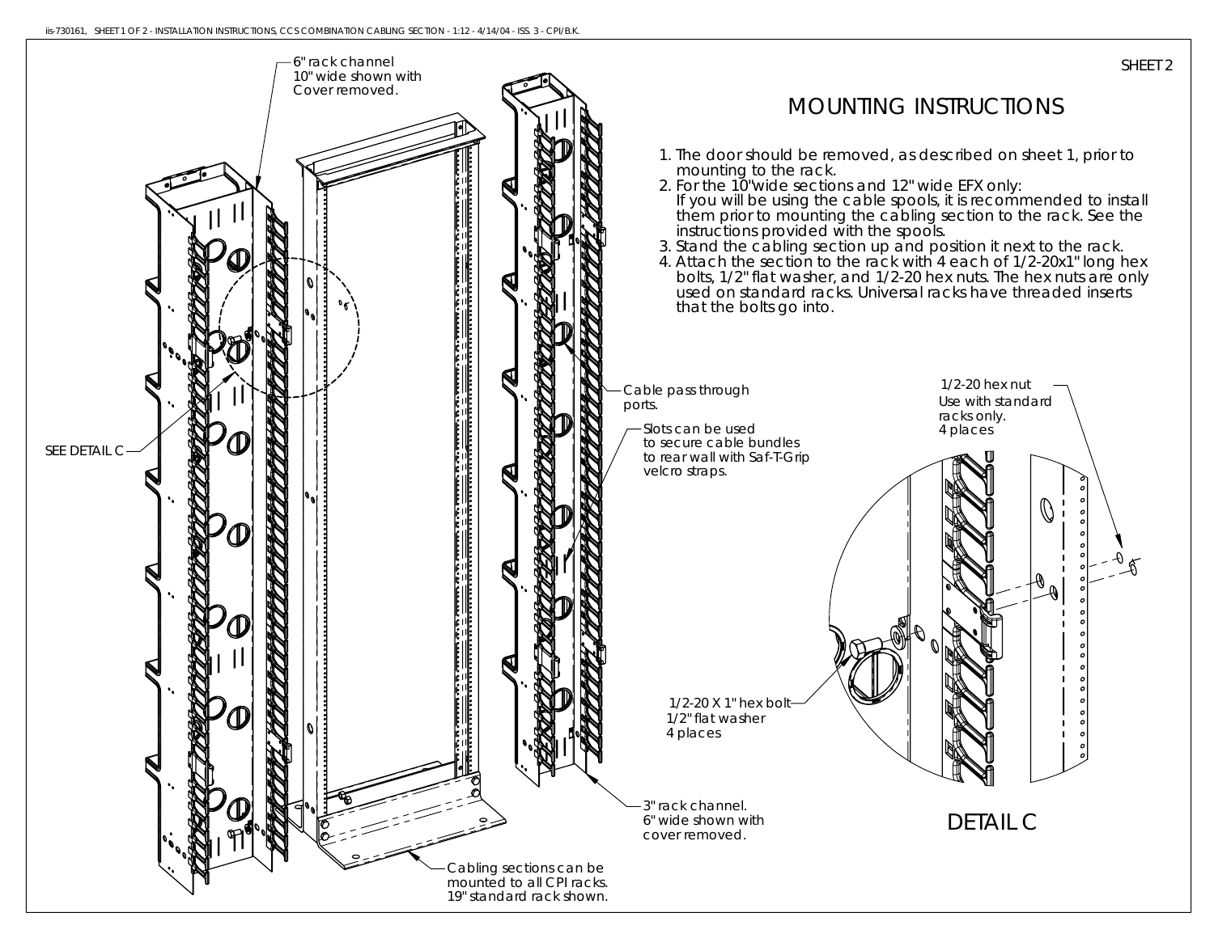SHEET 2

# MOUNTING INSTRUCTIONS

1. The door should be removed, as described on sheet 1, prior to mounting to the rack.
2. For the 10"wide sections and 12" wide EFX only:
   If you will be using the cable spools, it is recommended to install them prior to mounting the cabling section to the rack. See the instructions provided with the spools.
3. Stand the cabling section up and position it next to the rack.
4. Attach the section to the rack with 4 each of 1/2-20x1" long hex bolts, 1/2" flat washer, and 1/2-20 hex nuts. The hex nuts are only used on standard racks. Universal racks have threaded inserts that the bolts go into.

6" rack channel
10" wide shown with
Cover removed.

SEE DETAIL C

Cable pass through ports.

Slots can be used to secure cable bundles to rear wall with Saf-T-Grip velcro straps.

3" rack channel.
6" wide shown with cover removed.

Cabling sections can be mounted to all CPI racks.
19" standard rack shown.

1/2-20 hex nut
Use with standard racks only.
4 places

1/2-20 X 1" hex bolt
1/2" flat washer
4 places

DETAIL C